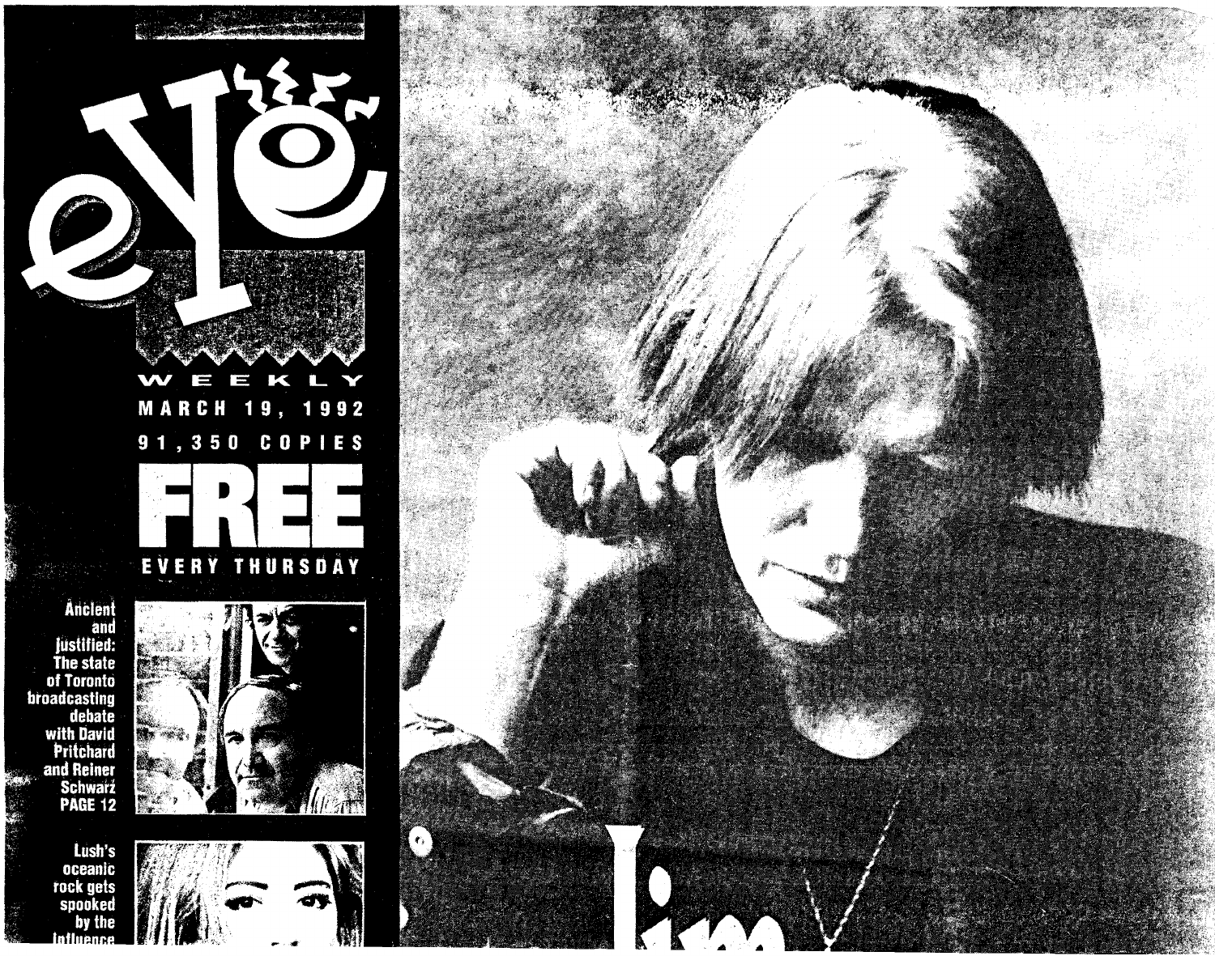# eye

WEEKLY

MARCH 19, 1992

91,350 COPIES

**FREE**

EVERY THURSDAY

**Ancient and justified: The state of Toronto broadcasting debate with David Pritchard and Reiner Schwarz PAGE 12**

**Lush's oceanic rock gets spooked by the influence**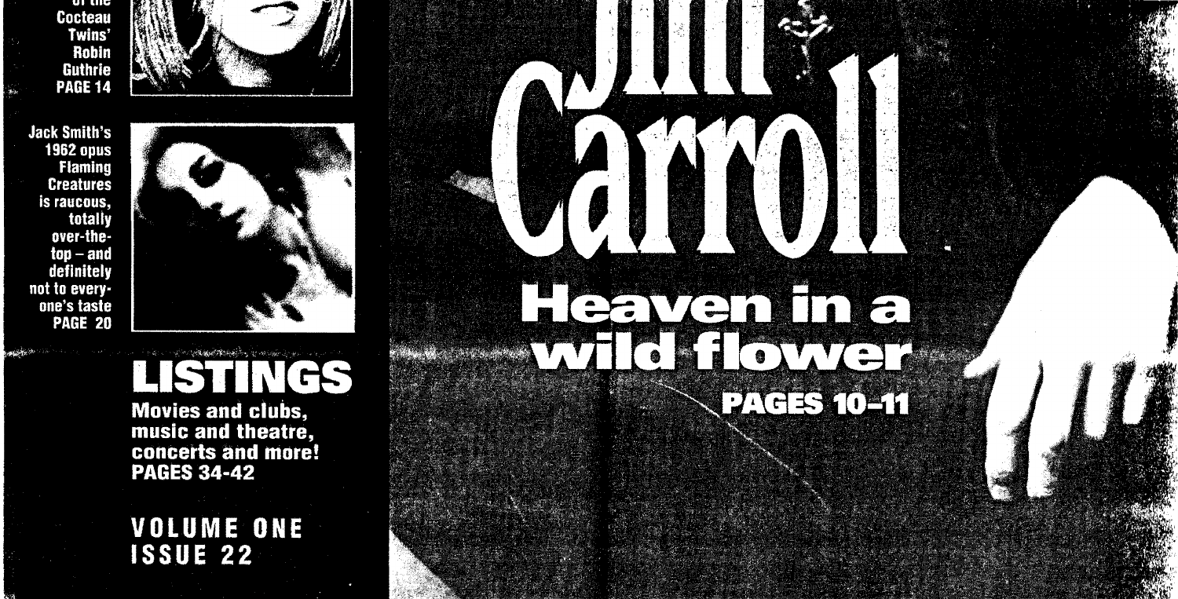of the Cocteau Twins' Robin Guthrie
PAGE 14

Jack Smith's 1962 opus Flaming Creatures is raucous, totally over-the-top – and definitely not to everyone's taste
PAGE 20

## LISTINGS

Movies and clubs, music and theatre, concerts and more!
PAGES 34-42

VOLUME ONE
ISSUE 22

# Jim Carroll

## Heaven in a wild flower

PAGES 10-11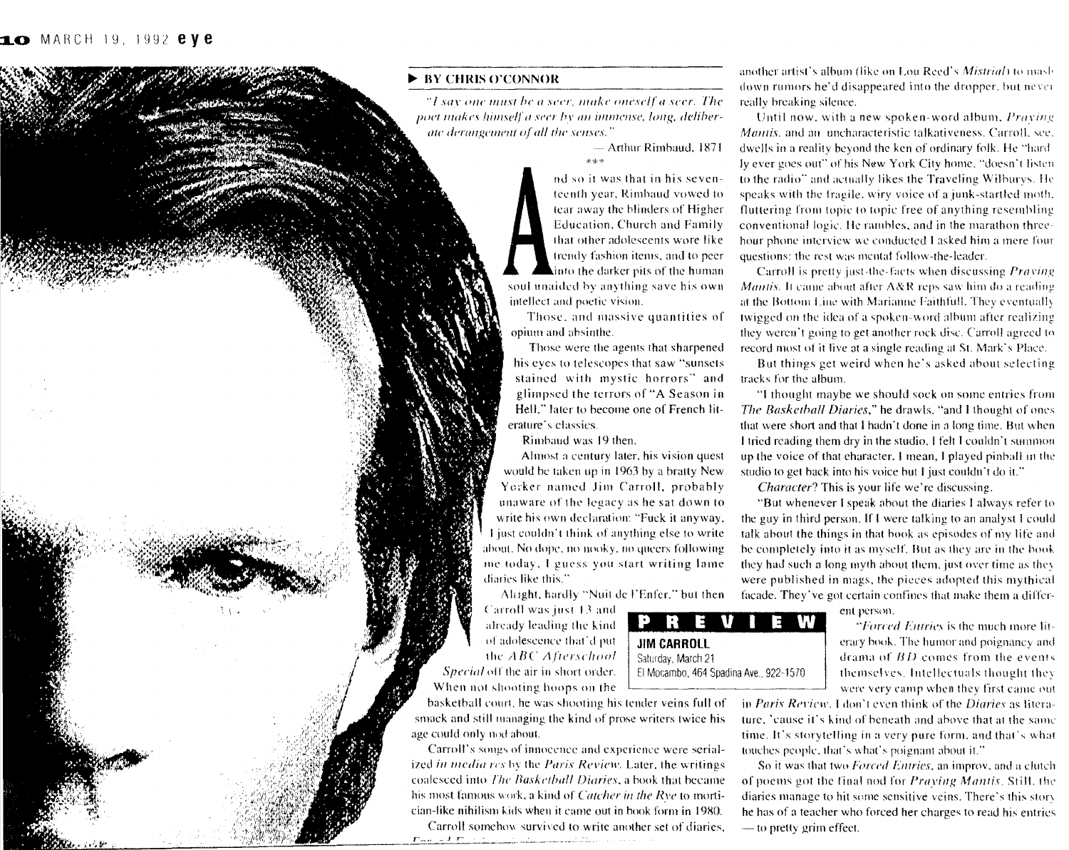**BY CHRIS O'CONNOR**

*"I say one must be a seer, make oneself a seer. The poet makes himself a seer by an immense, long, deliberate derangement of all the senses."*

— Arthur Rimbaud, 1871

\*\*\*

And so it was that in his seventeenth year, Rimbaud vowed to tear away the blinders of Higher Education, Church and Family that other adolescents wore like trendy fashion items, and to peer into the darker pits of the human soul unaided by anything save his own intellect and poetic vision.

Those, and massive quantities of opium and absinthe.

Those were the agents that sharpened his eyes to telescopes that saw "sunsets stained with mystic horrors" and glimpsed the terrors of "A Season in Hell," later to become one of French literature's classics.

Rimbaud was 19 then.

Almost a century later, his vision quest would be taken up in 1963 by a bratty New Yorker named Jim Carroll, probably unaware of the legacy as he sat down to write his own declaration: "Fuck it anyway, I just couldn't think of anything else to write about. No dope, no nooky, no queers following me today, I guess you start writing lame diaries like this."

Alright, hardly "Nuit de l'Enfer," but then Carroll was just 13 and already leading the kind of adolescence that'd put the *ABC Afterschool Special* off the air in short order. When not shooting hoops on the basketball court, he was shooting his tender veins full of smack and still managing the kind of prose writers twice his age could only nod about.

Carroll's songs of innocence and experience were serialized *in media res* by the *Paris Review*. Later, the writings coalesced into *The Basketball Diaries*, a book that became his most famous work, a kind of *Catcher in the Rye* to mortician-like nihilism kids when it came out in book form in 1980.

Carroll somehow survived to write another set of diaries, *Forced Entries*, ... another artist's album (like on Lou Reed's *Mistrial*) to mash down rumors he'd disappeared into the dropper, but never really breaking silence.

Until now, with a new spoken-word album, *Praying Mantis*, and an uncharacteristic talkativeness. Carroll, see, dwells in a reality beyond the ken of ordinary folk. He "hardly ever goes out" of his New York City home, "doesn't listen to the radio" and actually likes the Traveling Wilburys. He speaks with the fragile, wiry voice of a junk-startled moth, fluttering from topic to topic free of anything resembling conventional logic. He rambles, and in the marathon three-hour phone interview we conducted I asked him a mere four questions; the rest was mental follow-the-leader.

Carroll is pretty just-the-facts when discussing *Praying Mantis*. It came about after A&R reps saw him do a reading at the Bottom Line with Marianne Faithfull. They eventually twigged on the idea of a spoken-word album after realizing they weren't going to get another rock disc. Carroll agreed to record most of it live at a single reading at St. Mark's Place.

But things get weird when he's asked about selecting tracks for the album.

"I thought maybe we should sock on some entries from *The Basketball Diaries*," he drawls, "and I thought of ones that were short and that I hadn't done in a long time. But when I tried reading them dry in the studio, I felt I couldn't summon up the voice of that character. I mean, I played pinball in the studio to get back into his voice but I just couldn't do it."

*Character?* This is your life we're discussing.

"But whenever I speak about the diaries I always refer to the guy in third person. If I were talking to an analyst I could talk about the things in that book as episodes of my life and be completely into it as myself. But as they are in the book they had such a long myth about them, just over time as they were published in mags, the pieces adopted this mythical facade. They've got certain confines that make them a different person.

"*Forced Entries* is the much more literary book. The humor and poignancy and drama of *BD* comes from the events themselves. Intellectuals thought they were very camp when they first came out in *Paris Review*. I don't even think of the *Diaries* as literature, 'cause it's kind of beneath and above that at the same time. It's storytelling in a very pure form, and that's what touches people, that's what's poignant about it."

So it was that two *Forced Entries*, an improv, and a clutch of poems got the final nod for *Praying Mantis*. Still, the diaries manage to hit some sensitive veins. There's this story he has of a teacher who forced her charges to read his entries — to pretty grim effect.

**PREVIEW**

**JIM CARROLL**
Saturday, March 21
El Mocambo, 464 Spadina Ave., 922-1570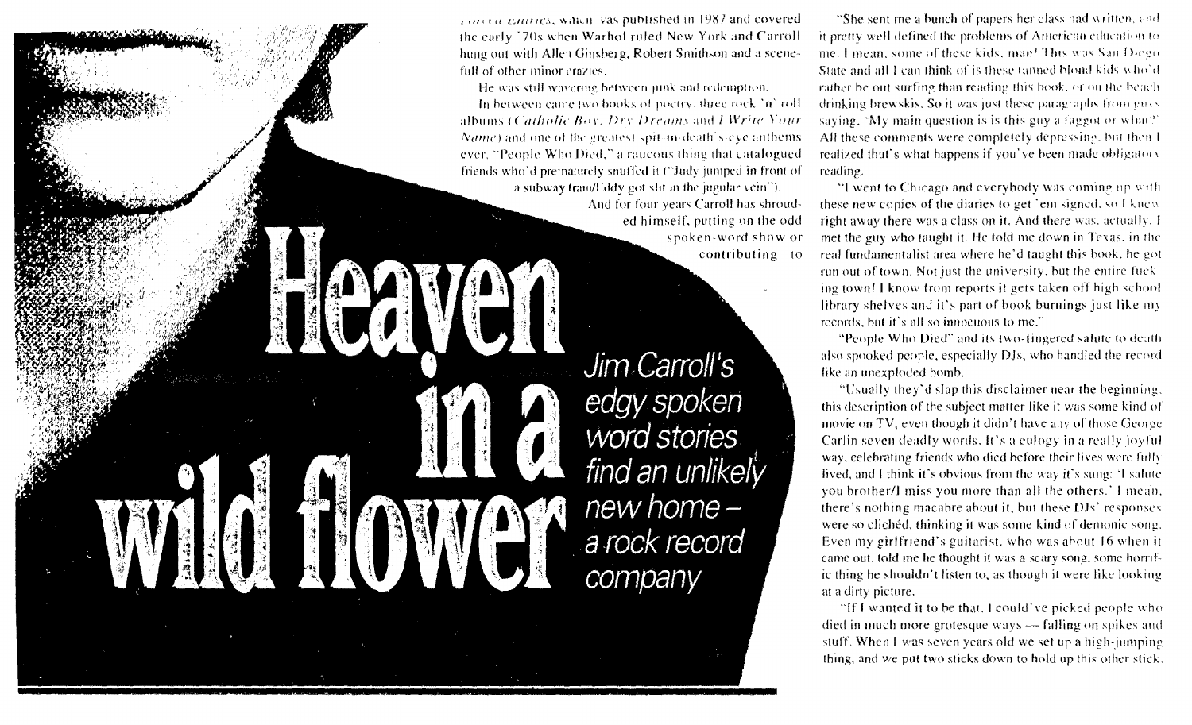# Heaven in a wild flower

*Jim Carroll's edgy spoken word stories find an unlikely new home – a rock record company*

*Forced Entries*, which was published in 1987 and covered the early '70s when Warhol ruled New York and Carroll hung out with Allen Ginsberg, Robert Smithson and a scene-full of other minor crazies.

He was still wavering between junk and redemption.

In between came two books of poetry, three rock 'n' roll albums (*Catholic Boy*, *Dry Dreams* and *I Write Your Name*) and one of the greatest spit-in-death's-eye anthems ever, "People Who Died," a raucous thing that catalogued friends who'd prematurely snuffed it ("Judy jumped in front of a subway train/Eddy got slit in the jugular vein").

And for four years Carroll has shrouded himself, putting on the odd spoken-word show or contributing to

"She sent me a bunch of papers her class had written, and it pretty well defined the problems of American education to me. I mean, some of these kids, man! This was San Diego State and all I can think of is these tanned blond kids who'd rather be out surfing than reading this book, or on the beach drinking brewskis. So it was just these paragraphs from guys saying, 'My main question is is this guy a faggot or what?' All these comments were completely depressing, but then I realized that's what happens if you've been made obligatory reading.

"I went to Chicago and everybody was coming up with these new copies of the diaries to get 'em signed, so I knew right away there was a class on it. And there was, actually. I met the guy who taught it. He told me down in Texas, in the real fundamentalist area where he'd taught this book, he got run out of town. Not just the university, but the entire fucking town! I know from reports it gets taken off high school library shelves and it's part of book burnings just like my records, but it's all so innocuous to me."

"People Who Died" and its two-fingered salute to death also spooked people, especially DJs, who handled the record like an unexploded bomb.

"Usually they'd slap this disclaimer near the beginning, this description of the subject matter like it was some kind of movie on TV, even though it didn't have any of those George Carlin seven deadly words. It's a eulogy in a really joyful way, celebrating friends who died before their lives were fully lived, and I think it's obvious from the way it's sung: 'I salute you brother/I miss you more than all the others.' I mean, there's nothing macabre about it, but these DJs' responses were so clichéd, thinking it was some kind of demonic song. Even my girlfriend's guitarist, who was about 16 when it came out, told me he thought it was a scary song, some horrific thing he shouldn't listen to, as though it were like looking at a dirty picture.

"If I wanted it to be that, I could've picked people who died in much more grotesque ways — falling on spikes and stuff. When I was seven years old we set up a high-jumping thing, and we put two sticks down to hold up this other stick.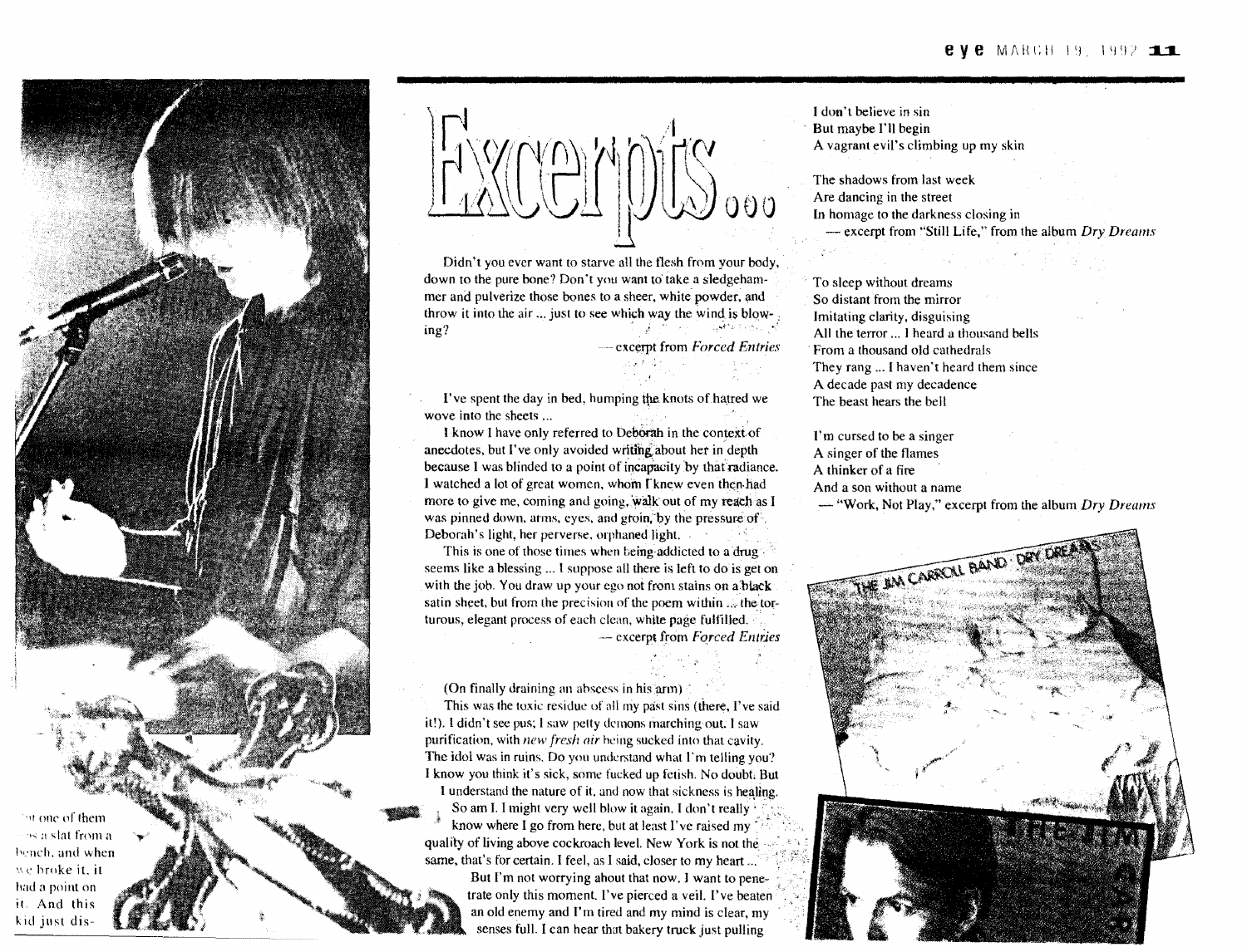# Excerpts...

Didn't you ever want to starve all the flesh from your body, down to the pure bone? Don't you want to take a sledgehammer and pulverize those bones to a sheer, white powder, and throw it into the air ... just to see which way the wind is blowing?

— excerpt from *Forced Entries*

I've spent the day in bed, humping the knots of hatred we wove into the sheets ...

I know I have only referred to Deborah in the context of anecdotes, but I've only avoided writing about her in depth because I was blinded to a point of incapacity by that radiance. I watched a lot of great women, whom I knew even then had more to give me, coming and going, walk out of my reach as I was pinned down, arms, eyes, and groin, by the pressure of Deborah's light, her perverse, orphaned light.

This is one of those times when being addicted to a drug seems like a blessing ... I suppose all there is left to do is get on with the job. You draw up your ego not from stains on a black satin sheet, but from the precision of the poem within ... the tortuous, elegant process of each clean, white page fulfilled.

— excerpt from *Forced Entries*

(On finally draining an abscess in his arm)

This was the toxic residue of all my past sins (there, I've said it!). I didn't see pus; I saw petty demons marching out. I saw purification, with *new fresh air* being sucked into that cavity. The idol was in ruins. Do you understand what I'm telling you? I know you think it's sick, some fucked up fetish. No doubt. But I understand the nature of it, and now that sickness is healing. So am I. I might very well blow it again. I don't really know where I go from here, but at least I've raised my quality of living above cockroach level. New York is not the same, that's for certain. I feel, as I said, closer to my heart ...

But I'm not worrying about that now. I want to penetrate only this moment. I've pierced a veil. I've beaten an old enemy and I'm tired and my mind is clear, my senses full. I can hear that bakery truck just pulling

I don't believe in sin
But maybe I'll begin
A vagrant evil's climbing up my skin

The shadows from last week
Are dancing in the street
In homage to the darkness closing in

— excerpt from "Still Life," from the album *Dry Dreams*

To sleep without dreams
So distant from the mirror
Imitating clarity, disguising
All the terror ... I heard a thousand bells
From a thousand old cathedrals
They rang ... I haven't heard them since
A decade past my decadence
The beast hears the bell

I'm cursed to be a singer
A singer of the flames
A thinker of a fire
And a son without a name

— "Work, Not Play," excerpt from the album *Dry Dreams*

...ut one of them ...s a slat from a bench, and when we broke it, it had a point on it. And this kid just dis-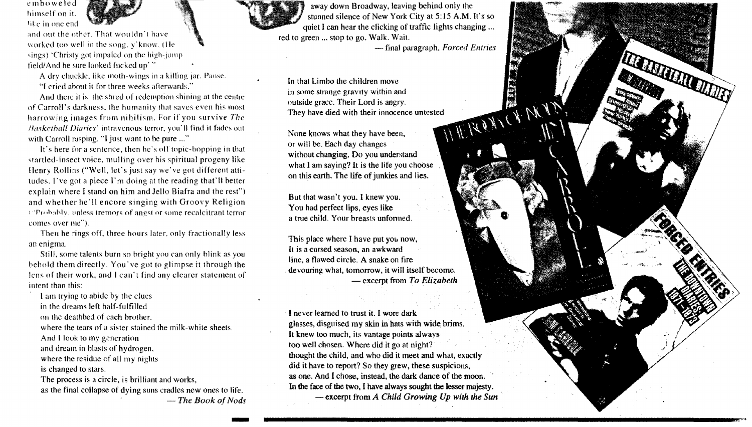emboweled himself on it, like in one end and out the other. That wouldn't have worked too well in the song, y'know. (He sings) 'Christy got impaled on the high-jump field/And he sure looked fucked up' "

A dry chuckle, like moth-wings in a killing jar. Pause.

"I cried about it for three weeks afterwards."

And there it is: the shred of redemption shining at the centre of Carroll's darkness, the humanity that saves even his most harrowing images from nihilism. For if you survive *The Basketball Diaries'* intravenous terror, you'll find it fades out with Carroll rasping, "I just want to be pure ..."

It's here for a sentence, then he's off topic-hopping in that startled-insect voice, mulling over his spiritual progeny like Henry Rollins ("Well, let's just say we've got different attitudes. I've got a piece I'm doing at the reading that'll better explain where I stand on him and Jello Biafra and the rest") and whether he'll encore singing with Groovy Religion ("Probably, unless tremors of angst or some recalcitrant terror comes over me").

Then he rings off, three hours later, only fractionally less an enigma.

Still, some talents burn so bright you can only blink as you behold them directly. You've got to glimpse it through the lens of their work, and I can't find any clearer statement of intent than this:

> I am trying to abide by the clues
> in the dreams left half-fulfilled
> on the deathbed of each brother,
> where the tears of a sister stained the milk-white sheets.
> And I look to my generation
> and dream in blasts of hydrogen,
> where the residue of all my nights
> is changed to stars.
> The process is a circle, is brilliant and works,
> as the final collapse of dying suns cradles new ones to life.
> — *The Book of Nods*

away down Broadway, leaving behind only the stunned silence of New York City at 5:15 A.M. It's so quiet I can hear the clicking of traffic lights changing ... red to green ... stop to go. Walk. Wait.

— final paragraph, *Forced Entries*

> In that Limbo the children move
> in some strange gravity within and
> outside grace. Their Lord is angry.
> They have died with their innocence untested
>
> None knows what they have been,
> or will be. Each day changes
> without changing. Do you understand
> what I am saying? It is the life you choose
> on this earth. The life of junkies and lies.
>
> But that wasn't you. I knew you.
> You had perfect lips, eyes like
> a true child. Your breasts unformed.
>
> This place where I have put you now,
> It is a cursed season, an awkward
> line, a flawed circle. A snake on fire
> devouring what, tomorrow, it will itself become.
> — excerpt from *To Elizabeth*

> I never learned to trust it. I wore dark
> glasses, disguised my skin in hats with wide brims.
> It knew too much, its vantage points always
> too well chosen. Where did it go at night?
> thought the child, and who did it meet and what, exactly
> did it have to report? So they grew, these suspicions,
> as one. And I chose, instead, the dark dance of the moon.
> In the face of the two, I have always sought the lesser majesty.
> — excerpt from *A Child Growing Up with the Sun*